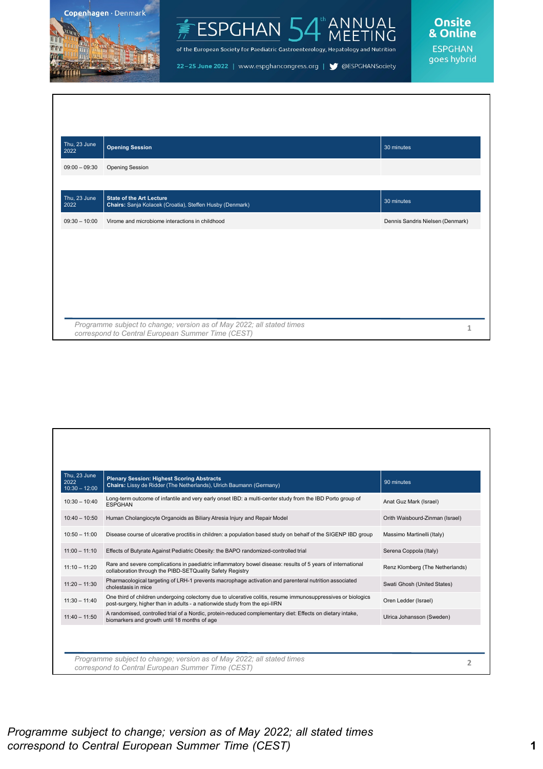Copenhagen · Denmark

# ESPGHAN 54th ANNUAL MEETING

of the European Society for Paediatric Gastroenterology, Hepatology and Nutrition

22–25 June 2022 | www.espghancongress.org | @ESPGHANSociety

**Onsite & Online**

ESPGHAN goes hybrid

| Thu, 23 June 2022 | **Opening Session** | 30 minutes |
|---|---|---|
| 09:00 – 09:30 | Opening Session | |

| Thu, 23 June 2022 | **State of the Art Lecture**<br>**Chairs:** Sanja Kolacek (Croatia), Steffen Husby (Denmark) | 30 minutes |
|---|---|---|
| 09:30 – 10:00 | Virome and microbiome interactions in childhood | Dennis Sandris Nielsen (Denmark) |

*Programme subject to change; version as of May 2022; all stated times correspond to Central European Summer Time (CEST)*

| Thu, 23 June 2022<br>10:30 – 12:00 | **Plenary Session: Highest Scoring Abstracts**<br>**Chairs:** Lissy de Ridder (The Netherlands), Ulrich Baumann (Germany) | 90 minutes |
|---|---|---|
| 10:30 – 10:40 | Long-term outcome of infantile and very early onset IBD: a multi-center study from the IBD Porto group of ESPGHAN | Anat Guz Mark (Israel) |
| 10:40 – 10:50 | Human Cholangiocyte Organoids as Biliary Atresia Injury and Repair Model | Orith Waisbourd-Zinman (Israel) |
| 10:50 – 11:00 | Disease course of ulcerative proctitis in children: a population based study on behalf of the SIGENP IBD group | Massimo Martinelli (Italy) |
| 11:00 – 11:10 | Effects of Butyrate Against Pediatric Obesity: the BAPO randomized-controlled trial | Serena Coppola (Italy) |
| 11:10 – 11:20 | Rare and severe complications in paediatric inflammatory bowel disease: results of 5 years of international collaboration through the PIBD-SETQuality Safety Registry | Renz Klomberg (The Netherlands) |
| 11:20 – 11:30 | Pharmacological targeting of LRH-1 prevents macrophage activation and parenteral nutrition associated cholestasis in mice | Swati Ghosh (United States) |
| 11:30 – 11:40 | One third of children undergoing colectomy due to ulcerative colitis, resume immunosuppressives or biologics post-surgery, higher than in adults - a nationwide study from the epi-IIRN | Oren Ledder (Israel) |
| 11:40 – 11:50 | A randomised, controlled trial of a Nordic, protein-reduced complementary diet: Effects on dietary intake, biomarkers and growth until 18 months of age | Ulrica Johansson (Sweden) |

*Programme subject to change; version as of May 2022; all stated times correspond to Central European Summer Time (CEST)*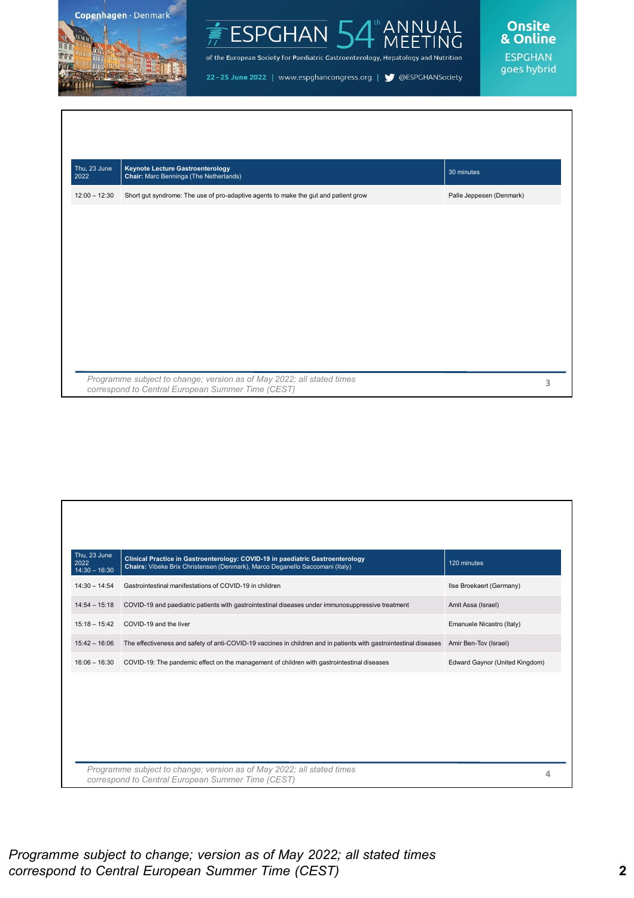| Thu, 23 June 2022 | **Keynote Lecture Gastroenterology** **Chair:** Marc Benninga (The Netherlands) | 30 minutes |
|---|---|---|
| 12:00 – 12:30 | Short gut syndrome: The use of pro-adaptive agents to make the gut and patient grow | Palle Jeppesen (Denmark) |

*Programme subject to change; version as of May 2022; all stated times correspond to Central European Summer Time (CEST)*

| Thu, 23 June 2022 14:30 – 16:30 | **Clinical Practice in Gastroenterology: COVID-19 in paediatric Gastroenterology** **Chairs:** Vibeke Brix Christensen (Denmark), Marco Deganello Saccomani (Italy) | 120 minutes |
|---|---|---|
| 14:30 – 14:54 | Gastrointestinal manifestations of COVID-19 in children | Ilse Broekaert (Germany) |
| 14:54 – 15:18 | COVID-19 and paediatric patients with gastrointestinal diseases under immunosuppressive treatment | Amit Assa (Israel) |
| 15:18 – 15:42 | COVID-19 and the liver | Emanuele Nicastro (Italy) |
| 15:42 – 16:06 | The effectiveness and safety of anti-COVID-19 vaccines in children and in patients with gastrointestinal diseases | Amir Ben-Tov (Israel) |
| 16:06 – 16:30 | COVID-19: The pandemic effect on the management of children with gastrointestinal diseases | Edward Gaynor (United Kingdom) |

*Programme subject to change; version as of May 2022; all stated times correspond to Central European Summer Time (CEST)*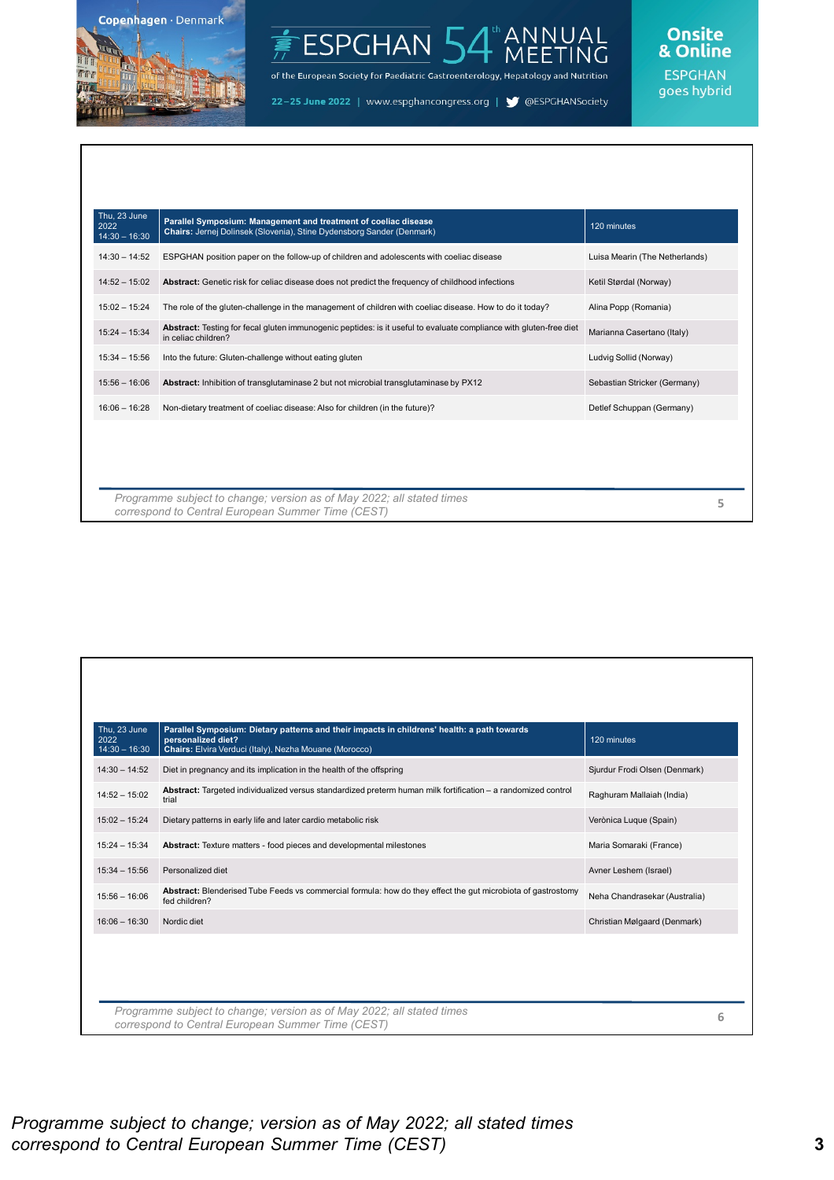| Thu, 23 June 2022 14:30 – 16:30 | **Parallel Symposium: Management and treatment of coeliac disease** **Chairs:** Jernej Dolinsek (Slovenia), Stine Dydensborg Sander (Denmark) | 120 minutes |
|---|---|---|
| 14:30 – 14:52 | ESPGHAN position paper on the follow-up of children and adolescents with coeliac disease | Luisa Mearin (The Netherlands) |
| 14:52 – 15:02 | **Abstract:** Genetic risk for celiac disease does not predict the frequency of childhood infections | Ketil Størdal (Norway) |
| 15:02 – 15:24 | The role of the gluten-challenge in the management of children with coeliac disease. How to do it today? | Alina Popp (Romania) |
| 15:24 – 15:34 | **Abstract:** Testing for fecal gluten immunogenic peptides: is it useful to evaluate compliance with gluten-free diet in celiac children? | Marianna Casertano (Italy) |
| 15:34 – 15:56 | Into the future: Gluten-challenge without eating gluten | Ludvig Sollid (Norway) |
| 15:56 – 16:06 | **Abstract:** Inhibition of transglutaminase 2 but not microbial transglutaminase by PX12 | Sebastian Stricker (Germany) |
| 16:06 – 16:28 | Non-dietary treatment of coeliac disease: Also for children (in the future)? | Detlef Schuppan (Germany) |

*Programme subject to change; version as of May 2022; all stated times correspond to Central European Summer Time (CEST)*

| Thu, 23 June 2022 14:30 – 16:30 | **Parallel Symposium: Dietary patterns and their impacts in childrens' health: a path towards personalized diet?** **Chairs:** Elvira Verduci (Italy), Nezha Mouane (Morocco) | 120 minutes |
|---|---|---|
| 14:30 – 14:52 | Diet in pregnancy and its implication in the health of the offspring | Sjurdur Frodi Olsen (Denmark) |
| 14:52 – 15:02 | **Abstract:** Targeted individualized versus standardized preterm human milk fortification – a randomized control trial | Raghuram Mallaiah (India) |
| 15:02 – 15:24 | Dietary patterns in early life and later cardio metabolic risk | Verònica Luque (Spain) |
| 15:24 – 15:34 | **Abstract:** Texture matters - food pieces and developmental milestones | Maria Somaraki (France) |
| 15:34 – 15:56 | Personalized diet | Avner Leshem (Israel) |
| 15:56 – 16:06 | **Abstract:** Blenderised Tube Feeds vs commercial formula: how do they effect the gut microbiota of gastrostomy fed children? | Neha Chandrasekar (Australia) |
| 16:06 – 16:30 | Nordic diet | Christian Mølgaard (Denmark) |

*Programme subject to change; version as of May 2022; all stated times correspond to Central European Summer Time (CEST)*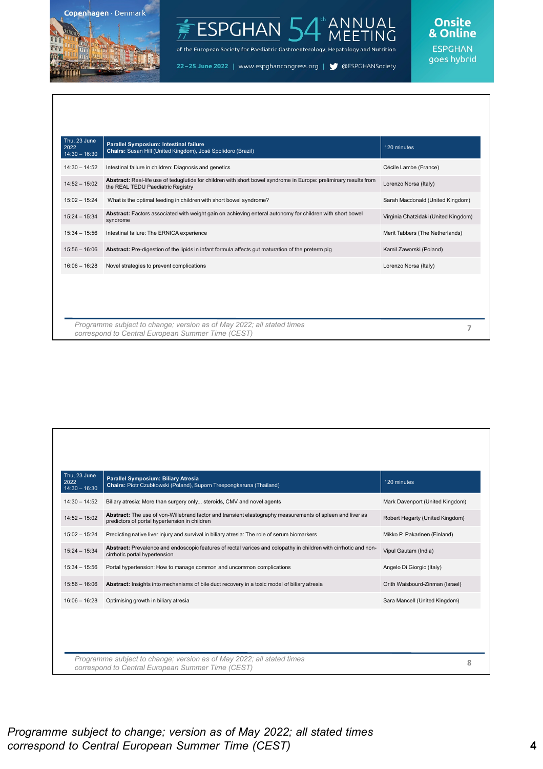| Thu, 23 June 2022 14:30 – 16:30 | **Parallel Symposium: Intestinal failure** **Chairs:** Susan Hill (United Kingdom), José Spolidoro (Brazil) | 120 minutes |
|---|---|---|
| 14:30 – 14:52 | Intestinal failure in children: Diagnosis and genetics | Cécile Lambe (France) |
| 14:52 – 15:02 | **Abstract:** Real-life use of teduglutide for children with short bowel syndrome in Europe: preliminary results from the REAL TEDU Paediatric Registry | Lorenzo Norsa (Italy) |
| 15:02 – 15:24 | What is the optimal feeding in children with short bowel syndrome? | Sarah Macdonald (United Kingdom) |
| 15:24 – 15:34 | **Abstract:** Factors associated with weight gain on achieving enteral autonomy for children with short bowel syndrome | Virginia Chatzidaki (United Kingdom) |
| 15:34 – 15:56 | Intestinal failure: The ERNICA experience | Merit Tabbers (The Netherlands) |
| 15:56 – 16:06 | **Abstract:** Pre-digestion of the lipids in infant formula affects gut maturation of the preterm pig | Kamil Zaworski (Poland) |
| 16:06 – 16:28 | Novel strategies to prevent complications | Lorenzo Norsa (Italy) |

| Thu, 23 June 2022 14:30 – 16:30 | **Parallel Symposium: Biliary Atresia** **Chairs:** Piotr Czubkowski (Poland), Suporn Treepongkaruna (Thailand) | 120 minutes |
|---|---|---|
| 14:30 – 14:52 | Biliary atresia: More than surgery only... steroids, CMV and novel agents | Mark Davenport (United Kingdom) |
| 14:52 – 15:02 | **Abstract:** The use of von-Willebrand factor and transient elastography measurements of spleen and liver as predictors of portal hypertension in children | Robert Hegarty (United Kingdom) |
| 15:02 – 15:24 | Predicting native liver injury and survival in biliary atresia: The role of serum biomarkers | Mikko P. Pakarinen (Finland) |
| 15:24 – 15:34 | **Abstract:** Prevalence and endoscopic features of rectal varices and colopathy in children with cirrhotic and non-cirrhotic portal hypertension | Vipul Gautam (India) |
| 15:34 – 15:56 | Portal hypertension: How to manage common and uncommon complications | Angelo Di Giorgio (Italy) |
| 15:56 – 16:06 | **Abstract:** Insights into mechanisms of bile duct recovery in a toxic model of biliary atresia | Orith Waisbourd-Zinman (Israel) |
| 16:06 – 16:28 | Optimising growth in biliary atresia | Sara Mancell (United Kingdom) |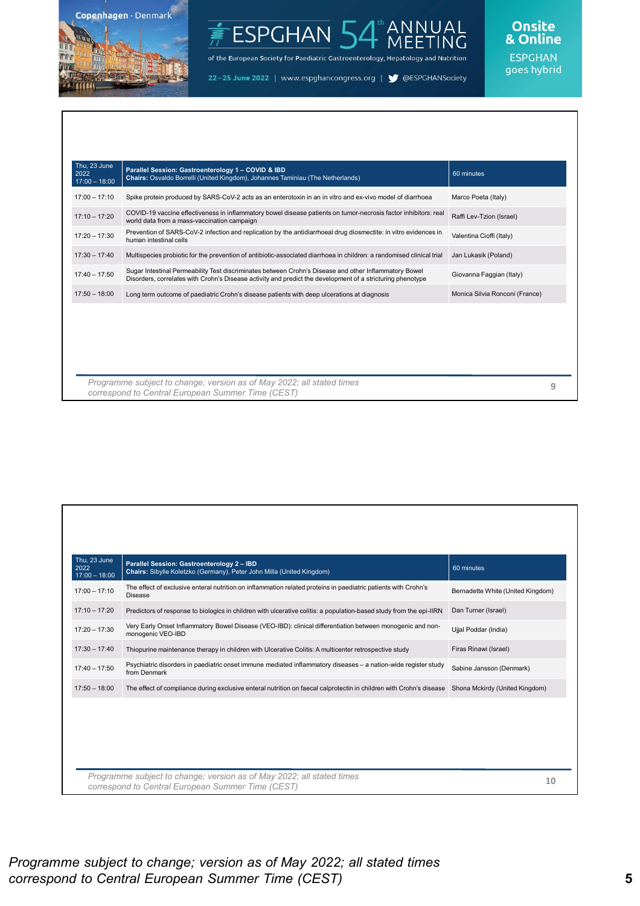| Thu, 23 June 2022 17:00 – 18:00 | **Parallel Session: Gastroenterology 1 – COVID & IBD** **Chairs:** Osvaldo Borrelli (United Kingdom), Johannes Taminiau (The Netherlands) | 60 minutes |
|---|---|---|
| 17:00 – 17:10 | Spike protein produced by SARS-CoV-2 acts as an enterotoxin in an in vitro and ex-vivo model of diarrhoea | Marco Poeta (Italy) |
| 17:10 – 17:20 | COVID-19 vaccine effectiveness in inflammatory bowel disease patients on tumor-necrosis factor inhibitors: real world data from a mass-vaccination campaign | Raffi Lev-Tzion (Israel) |
| 17:20 – 17:30 | Prevention of SARS-CoV-2 infection and replication by the antidiarrhoeal drug diosmectite: in vitro evidences in human intestinal cells | Valentina Cioffi (Italy) |
| 17:30 – 17:40 | Multispecies probiotic for the prevention of antibiotic-associated diarrhoea in children: a randomised clinical trial | Jan Lukasik (Poland) |
| 17:40 – 17:50 | Sugar Intestinal Permeability Test discriminates between Crohn's Disease and other Inflammatory Bowel Disorders, correlates with Crohn's Disease activity and predict the development of a stricturing phenotype | Giovanna Faggian (Italy) |
| 17:50 – 18:00 | Long term outcome of paediatric Crohn's disease patients with deep ulcerations at diagnosis | Monica Silvia Ronconi (France) |

*Programme subject to change; version as of May 2022; all stated times correspond to Central European Summer Time (CEST)*

| Thu, 23 June 2022 17:00 – 18:00 | **Parallel Session: Gastroenterology 2 – IBD** **Chairs:** Sibylle Koletzko (Germany), Peter John Milla (United Kingdom) | 60 minutes |
|---|---|---|
| 17:00 – 17:10 | The effect of exclusive enteral nutrition on inflammation related proteins in paediatric patients with Crohn's Disease | Bernadette White (United Kingdom) |
| 17:10 – 17:20 | Predictors of response to biologics in children with ulcerative colitis: a population-based study from the epi-IIRN | Dan Turner (Israel) |
| 17:20 – 17:30 | Very Early Onset Inflammatory Bowel Disease (VEO-IBD): clinical differentiation between monogenic and non-monogenic VEO-IBD | Ujjal Poddar (India) |
| 17:30 – 17:40 | Thiopurine maintenance therapy in children with Ulcerative Colitis: A multicenter retrospective study | Firas Rinawi (Israel) |
| 17:40 – 17:50 | Psychiatric disorders in paediatric onset immune mediated inflammatory diseases – a nation-wide register study from Denmark | Sabine Jansson (Denmark) |
| 17:50 – 18:00 | The effect of compliance during exclusive enteral nutrition on faecal calprotectin in children with Crohn's disease | Shona Mckirdy (United Kingdom) |

*Programme subject to change; version as of May 2022; all stated times correspond to Central European Summer Time (CEST)*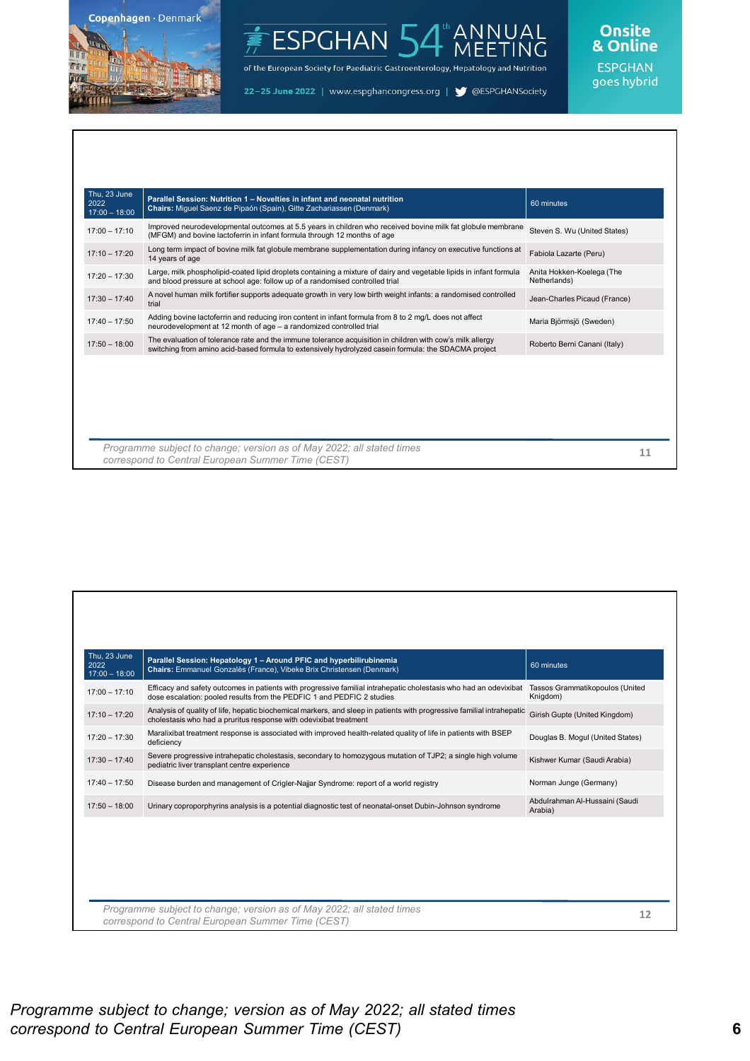| Thu, 23 June 2022 17:00 – 18:00 | **Parallel Session: Nutrition 1 – Novelties in infant and neonatal nutrition** **Chairs:** Miguel Saenz de Pipaón (Spain), Gitte Zachariassen (Denmark) | 60 minutes |
|---|---|---|
| 17:00 – 17:10 | Improved neurodevelopmental outcomes at 5.5 years in children who received bovine milk fat globule membrane (MFGM) and bovine lactoferrin in infant formula through 12 months of age | Steven S. Wu (United States) |
| 17:10 – 17:20 | Long term impact of bovine milk fat globule membrane supplementation during infancy on executive functions at 14 years of age | Fabiola Lazarte (Peru) |
| 17:20 – 17:30 | Large, milk phospholipid-coated lipid droplets containing a mixture of dairy and vegetable lipids in infant formula and blood pressure at school age: follow up of a randomised controlled trial | Anita Hokken-Koelega (The Netherlands) |
| 17:30 – 17:40 | A novel human milk fortifier supports adequate growth in very low birth weight infants: a randomised controlled trial | Jean-Charles Picaud (France) |
| 17:40 – 17:50 | Adding bovine lactoferrin and reducing iron content in infant formula from 8 to 2 mg/L does not affect neurodevelopment at 12 month of age – a randomized controlled trial | Maria Björmsjö (Sweden) |
| 17:50 – 18:00 | The evaluation of tolerance rate and the immune tolerance acquisition in children with cow's milk allergy switching from amino acid-based formula to extensively hydrolyzed casein formula: the SDACMA project | Roberto Berni Canani (Italy) |

| Thu, 23 June 2022 17:00 – 18:00 | **Parallel Session: Hepatology 1 – Around PFIC and hyperbilirubinemia** **Chairs:** Emmanuel Gonzalès (France), Vibeke Brix Christensen (Denmark) | 60 minutes |
|---|---|---|
| 17:00 – 17:10 | Efficacy and safety outcomes in patients with progressive familial intrahepatic cholestasis who had an odevixibat dose escalation: pooled results from the PEDFIC 1 and PEDFIC 2 studies | Tassos Grammatikopoulos (United Knigdom) |
| 17:10 – 17:20 | Analysis of quality of life, hepatic biochemical markers, and sleep in patients with progressive familial intrahepatic cholestasis who had a pruritus response with odevixibat treatment | Girish Gupte (United Kingdom) |
| 17:20 – 17:30 | Maralixibat treatment response is associated with improved health-related quality of life in patients with BSEP deficiency | Douglas B. Mogul (United States) |
| 17:30 – 17:40 | Severe progressive intrahepatic cholestasis, secondary to homozygous mutation of TJP2; a single high volume pediatric liver transplant centre experience | Kishwer Kumar (Saudi Arabia) |
| 17:40 – 17:50 | Disease burden and management of Crigler-Najjar Syndrome: report of a world registry | Norman Junge (Germany) |
| 17:50 – 18:00 | Urinary coproporphyrins analysis is a potential diagnostic test of neonatal-onset Dubin-Johnson syndrome | Abdulrahman Al-Hussaini (Saudi Arabia) |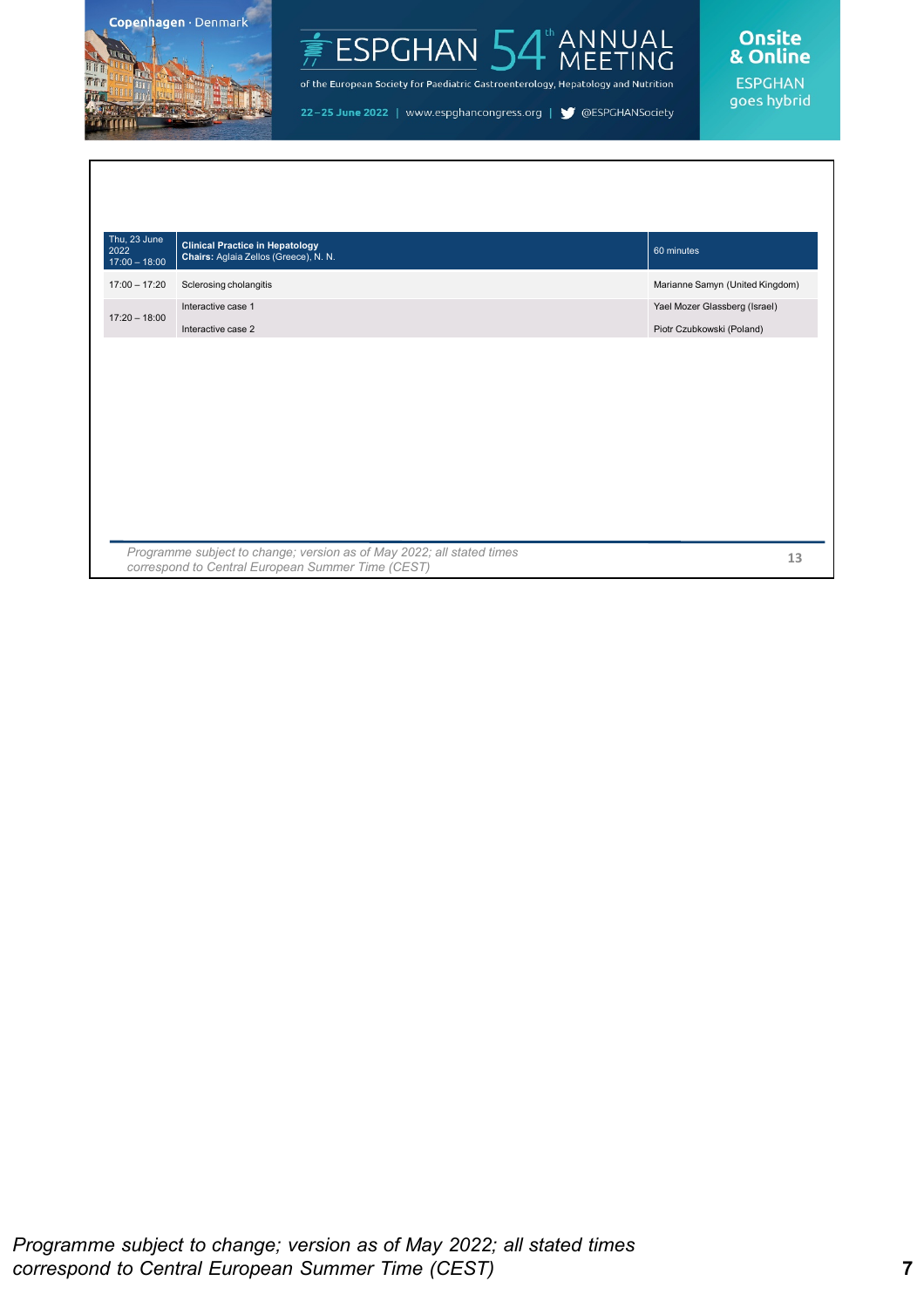| Thu, 23 June 2022 17:00 – 18:00 | **Clinical Practice in Hepatology** **Chairs:** Aglaia Zellos (Greece), N. N. | 60 minutes |
|---|---|---|
| 17:00 – 17:20 | Sclerosing cholangitis | Marianne Samyn (United Kingdom) |
| 17:20 – 18:00 | Interactive case 1 | Yael Mozer Glassberg (Israel) |
| | Interactive case 2 | Piotr Czubkowski (Poland) |

*Programme subject to change; version as of May 2022; all stated times correspond to Central European Summer Time (CEST)*